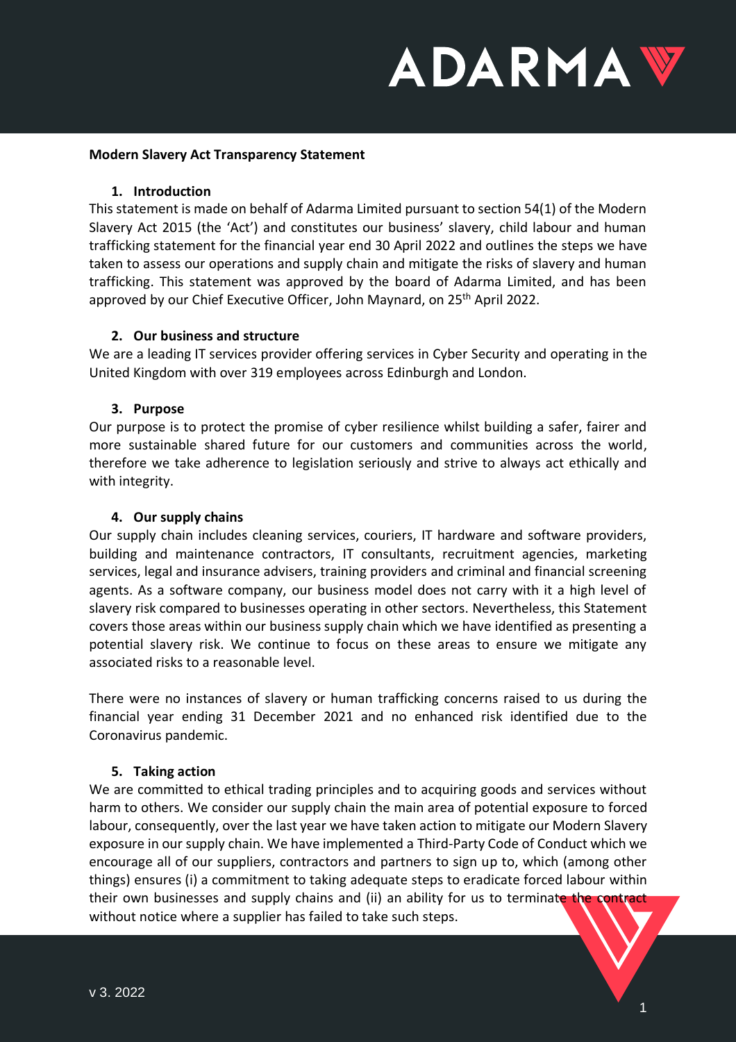**Modern Slavery Act Transparency Statement**

1. **Introduction**

This statement is made on behalf of Adarma Limited pursuant to section 54(1) of the Modern Slavery Act 2015 (the 'Act') and constitutes our business' slavery, child labour and human trafficking statement for the financial year end 30 April 2022 and outlines the steps we have taken to assess our operations and supply chain and mitigate the risks of slavery and human trafficking. This statement was approved by the board of Adarma Limited, and has been approved by our Chief Executive Officer, John Maynard, on 25th April 2022.

2. **Our business and structure**

We are a leading IT services provider offering services in Cyber Security and operating in the United Kingdom with over 319 employees across Edinburgh and London.

3. **Purpose**

Our purpose is to protect the promise of cyber resilience whilst building a safer, fairer and more sustainable shared future for our customers and communities across the world, therefore we take adherence to legislation seriously and strive to always act ethically and with integrity.

4. **Our supply chains**

Our supply chain includes cleaning services, couriers, IT hardware and software providers, building and maintenance contractors, IT consultants, recruitment agencies, marketing services, legal and insurance advisers, training providers and criminal and financial screening agents. As a software company, our business model does not carry with it a high level of slavery risk compared to businesses operating in other sectors. Nevertheless, this Statement covers those areas within our business supply chain which we have identified as presenting a potential slavery risk. We continue to focus on these areas to ensure we mitigate any associated risks to a reasonable level.

There were no instances of slavery or human trafficking concerns raised to us during the financial year ending 31 December 2021 and no enhanced risk identified due to the Coronavirus pandemic.

5. **Taking action**

We are committed to ethical trading principles and to acquiring goods and services without harm to others. We consider our supply chain the main area of potential exposure to forced labour, consequently, over the last year we have taken action to mitigate our Modern Slavery exposure in our supply chain. We have implemented a Third-Party Code of Conduct which we encourage all of our suppliers, contractors and partners to sign up to, which (among other things) ensures (i) a commitment to taking adequate steps to eradicate forced labour within their own businesses and supply chains and (ii) an ability for us to terminate the contract without notice where a supplier has failed to take such steps.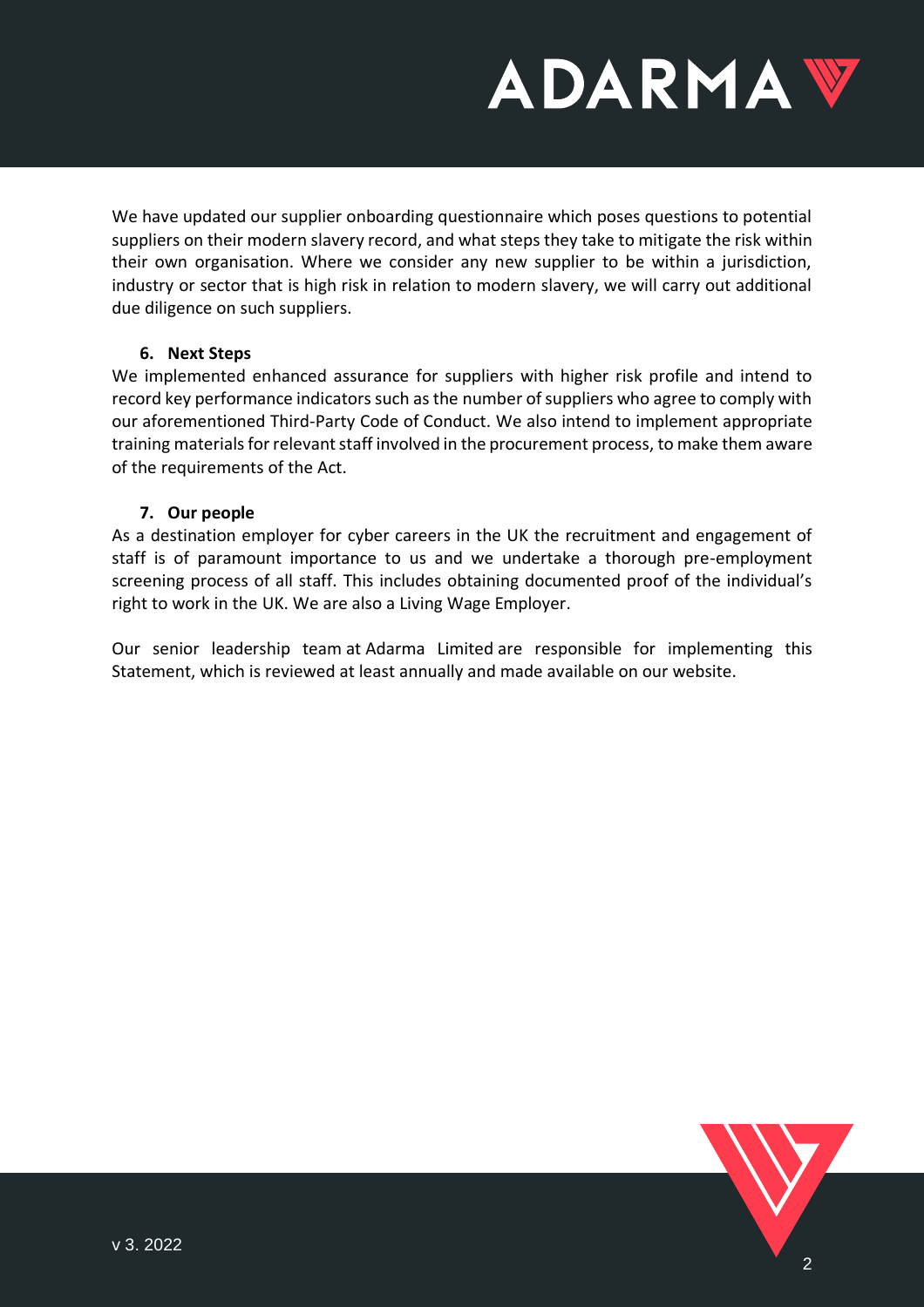We have updated our supplier onboarding questionnaire which poses questions to potential suppliers on their modern slavery record, and what steps they take to mitigate the risk within their own organisation. Where we consider any new supplier to be within a jurisdiction, industry or sector that is high risk in relation to modern slavery, we will carry out additional due diligence on such suppliers.

**6. Next Steps**

We implemented enhanced assurance for suppliers with higher risk profile and intend to record key performance indicators such as the number of suppliers who agree to comply with our aforementioned Third-Party Code of Conduct. We also intend to implement appropriate training materials for relevant staff involved in the procurement process, to make them aware of the requirements of the Act.

**7. Our people**

As a destination employer for cyber careers in the UK the recruitment and engagement of staff is of paramount importance to us and we undertake a thorough pre-employment screening process of all staff. This includes obtaining documented proof of the individual's right to work in the UK. We are also a Living Wage Employer.

Our senior leadership team at Adarma Limited are responsible for implementing this Statement, which is reviewed at least annually and made available on our website.

v 3. 2022